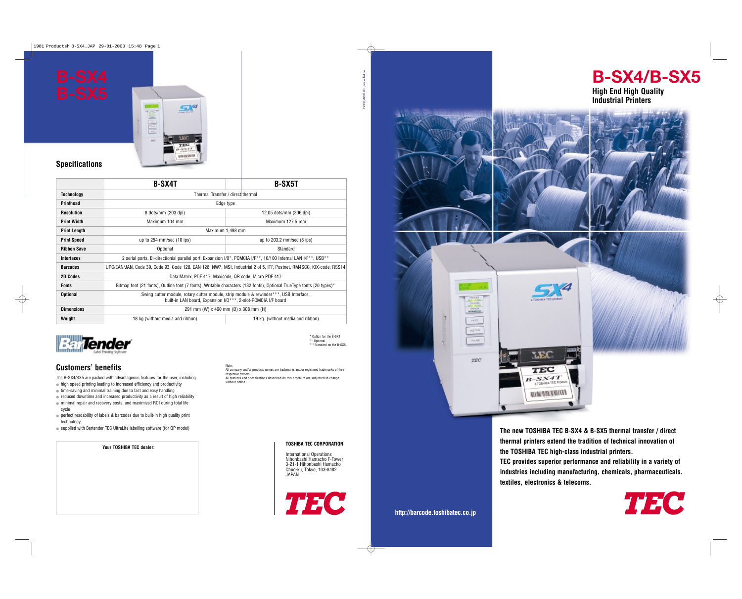# B-SX4 B-SX5

## Specifications

| | B-SX4T | B-SX5T |
|---|---|---|
| **Technology** | Thermal Transfer / direct thermal | |
| **Printhead** | Edge type | |
| **Resolution** | 8 dots/mm (203 dpi) | 12.05 dots/mm (306 dpi) |
| **Print Width** | Maximum 104 mm | Maximum 127.5 mm |
| **Print Length** | Maximum 1,498 mm | |
| **Print Speed** | up to 254 mm/sec (10 ips) | up to 203.2 mm/sec (8 ips) |
| **Ribbon Save** | Optional | Standard |
| **Interfaces** | 2 serial ports, Bi-directional parallel port, Expansion I/O*, PCMCIA I/F**, 10/100 Internal LAN I/F**, USB** | |
| **Barcodes** | UPC/EAN/JAN, Code 39, Code 93, Code 128, EAN 128, NW7, MSI, Industrial 2 of 5, ITF, Postnet, RM4SCC, KIX-code, RSS14 | |
| **2D Codes** | Data Matrix, PDF 417, Maxicode, QR code, Micro PDF 417 | |
| **Fonts** | Bitmap font (21 fonts), Outline font (7 fonts), Writable characters (132 fonts), Optional TrueType fonts (20 types)* | |
| **Optional** | Swing cutter module, rotary cutter module, strip module & rewinder***, USB Interface, built-in LAN board, Expansion I/O***, 2-slot-PCMCIA I/F board | |
| **Dimensions** | 291 mm (W) x 460 mm (D) x 308 mm (H) | |
| **Weight** | 18 kg (without media and ribbon) | 19 kg (without media and ribbon) |

\* Option for the B-SX4
\*\* Optional
\*\*\*Standard on the B-SX5

BarTender Label Printing Software

## Customers' benefits

The B-SX4/SX5 are packed with advantageous features for the user, including:

- high speed printing leading to increased efficiency and productivity
- time-saving and minimal training due to fast and easy handling
- reduced downtime and increased productivity as a result of high reliability
- minimal repair and recovery costs, and maximized ROI during total life cycle
- perfect readability of labels & barcodes due to built-in high quality print technology
- supplied with Bartender TEC UltraLite labelling software (for QP model)

Note:
All company and/or products names are trademarks and/or registered trademarks of their respective owners.
All features and specifications described on this brochure are subjected to change without notice .

**Your TOSHIBA TEC dealer:**

**TOSHIBA TEC CORPORATION**

International Operations
Nihonbashi Hamacho F-Tower
3-21-1 Hihonbashi Hamacho
Chuo-ku, Tokyo, 103-8482
JAPAN

TEC

# B-SX4/B-SX5

**High End High Quality Industrial Printers**

**The new TOSHIBA TEC B-SX4 & B-SX5 thermal transfer / direct thermal printers extend the tradition of technical innovation of the TOSHIBA TEC high-class industrial printers.**
**TEC provides superior performance and reliability in a variety of industries including manufacturing, chemicals, pharmaceuticals, textiles, electronics & telecoms.**

**http://barcode.toshibatec.co.jp**

TEC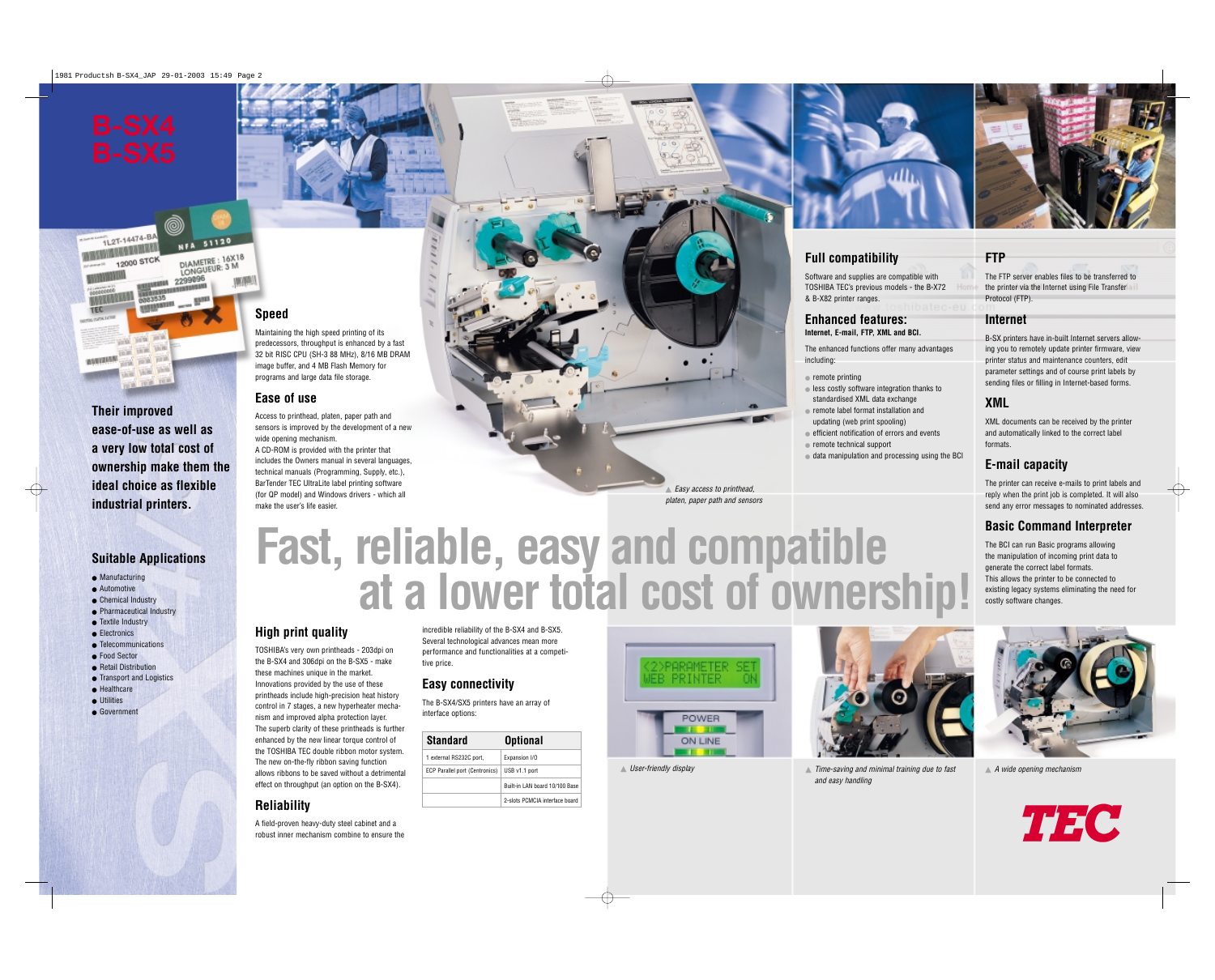# B-SX4
# B-SX5

**Their improved ease-of-use as well as a very low total cost of ownership make them the ideal choice as flexible industrial printers.**

## Suitable Applications

- Manufacturing
- Automotive
- Chemical Industry
- Pharmaceutical Industry
- Textile Industry
- Electronics
- Telecommunications
- Food Sector
- Retail Distribution
- Transport and Logistics
- Healthcare
- Utilities
- Government

## Speed

Maintaining the high speed printing of its predecessors, throughput is enhanced by a fast 32 bit RISC CPU (SH-3 88 MHz), 8/16 MB DRAM image buffer, and 4 MB Flash Memory for programs and large data file storage.

## Ease of use

Access to printhead, platen, paper path and sensors is improved by the development of a new wide opening mechanism.
A CD-ROM is provided with the printer that includes the Owners manual in several languages, technical manuals (Programming, Supply, etc.), BarTender TEC UltraLite label printing software (for QP model) and Windows drivers - which all make the user's life easier.

▲ Easy access to printhead, platen, paper path and sensors

## Full compatibility

Software and supplies are compatible with TOSHIBA TEC's previous models - the B-X72 & B-X82 printer ranges.

## Enhanced features:

**Internet, E-mail, FTP, XML and BCI.**

The enhanced functions offer many advantages including:

- remote printing
- less costly software integration thanks to standardised XML data exchange
- remote label format installation and updating (web print spooling)
- efficient notification of errors and events
- remote technical support
- data manipulation and processing using the BCI

## FTP

The FTP server enables files to be transferred to the printer via the Internet using File Transfer Protocol (FTP).

## Internet

B-SX printers have in-built Internet servers allowing you to remotely update printer firmware, view printer status and maintenance counters, edit parameter settings and of course print labels by sending files or filling in Internet-based forms.

## XML

XML documents can be received by the printer and automatically linked to the correct label formats.

## E-mail capacity

The printer can receive e-mails to print labels and reply when the print job is completed. It will also send any error messages to nominated addresses.

## Basic Command Interpreter

The BCI can run Basic programs allowing the manipulation of incoming print data to generate the correct label formats.
This allows the printer to be connected to existing legacy systems eliminating the need for costly software changes.

# Fast, reliable, easy and compatible at a lower total cost of ownership!

## High print quality

TOSHIBA's very own printheads - 203dpi on the B-SX4 and 306dpi on the B-SX5 - make these machines unique in the market.
Innovations provided by the use of these printheads include high-precision heat history control in 7 stages, a new hyperheater mechanism and improved alpha protection layer.
The superb clarity of these printheads is further enhanced by the new linear torque control of the TOSHIBA TEC double ribbon motor system.
The new on-the-fly ribbon saving function allows ribbons to be saved without a detrimental effect on throughput (an option on the B-SX4).

## Reliability

A field-proven heavy-duty steel cabinet and a robust inner mechanism combine to ensure the incredible reliability of the B-SX4 and B-SX5.
Several technological advances mean more performance and functionalities at a competitive price.

## Easy connectivity

The B-SX4/SX5 printers have an array of interface options:

| Standard | Optional |
|---|---|
| 1 external RS232C port, | Expansion I/O |
| ECP Parallel port (Centronics) | USB v1.1 port |
| | Built-in LAN board 10/100 Base |
| | 2-slots PCMCIA interface board |

<2>PARAMETER SET
WEB PRINTER ON

POWER
ON LINE

▲ User-friendly display

▲ Time-saving and minimal training due to fast and easy handling

▲ A wide opening mechanism

TEC